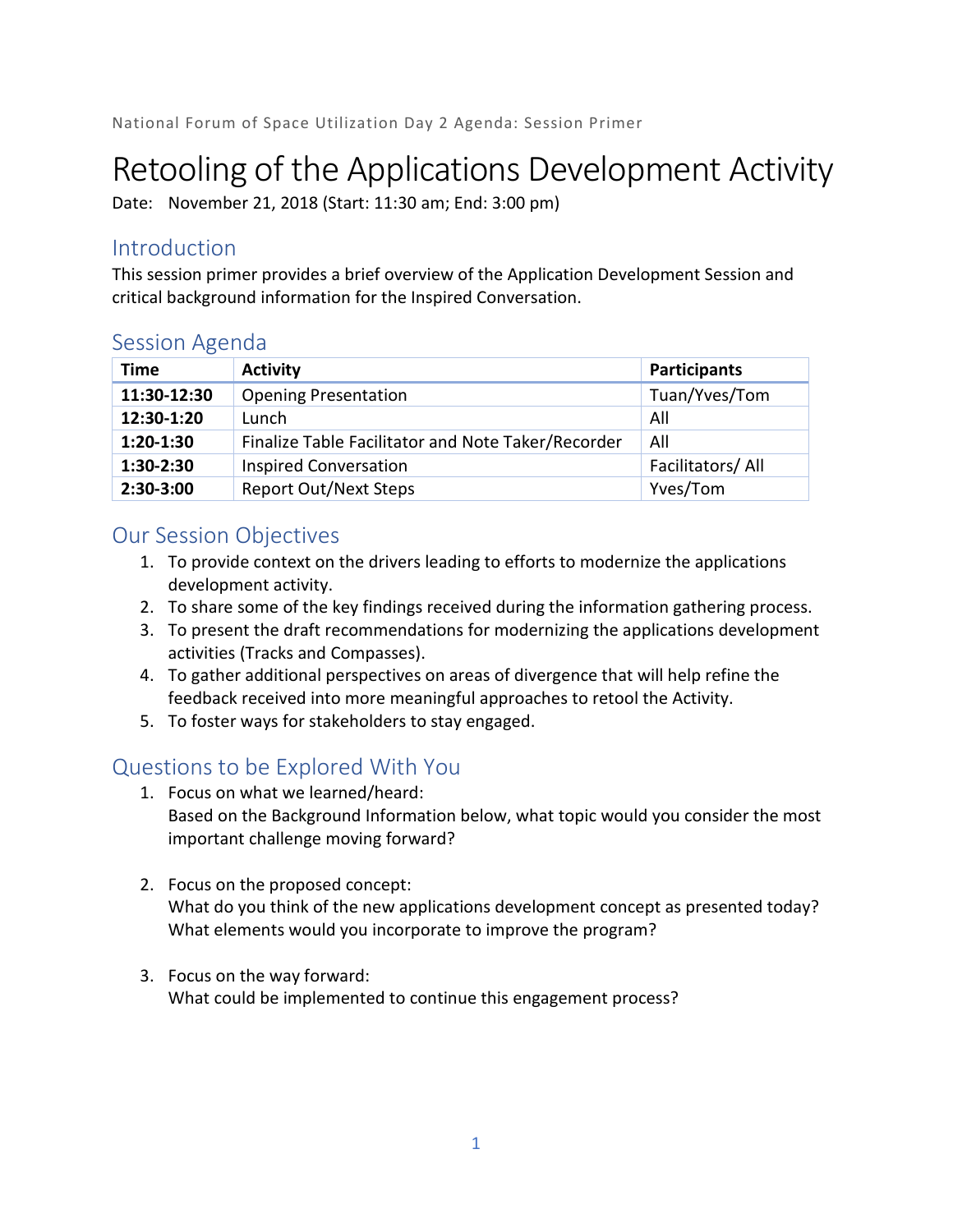National Forum of Space Utilization Day 2 Agenda: Session Primer

# Retooling of the Applications Development Activity

Date: November 21, 2018 (Start: 11:30 am; End: 3:00 pm)

## Introduction

This session primer provides a brief overview of the Application Development Session and critical background information for the Inspired Conversation.

## Session Agenda

| Time | Activity | Participants |
|---|---|---|
| **11:30-12:30** | Opening Presentation | Tuan/Yves/Tom |
| **12:30-1:20** | Lunch | All |
| **1:20-1:30** | Finalize Table Facilitator and Note Taker/Recorder | All |
| **1:30-2:30** | Inspired Conversation | Facilitators/ All |
| **2:30-3:00** | Report Out/Next Steps | Yves/Tom |

## Our Session Objectives

1. To provide context on the drivers leading to efforts to modernize the applications development activity.
2. To share some of the key findings received during the information gathering process.
3. To present the draft recommendations for modernizing the applications development activities (Tracks and Compasses).
4. To gather additional perspectives on areas of divergence that will help refine the feedback received into more meaningful approaches to retool the Activity.
5. To foster ways for stakeholders to stay engaged.

## Questions to be Explored With You

1. Focus on what we learned/heard:
   Based on the Background Information below, what topic would you consider the most important challenge moving forward?

2. Focus on the proposed concept:
   What do you think of the new applications development concept as presented today? What elements would you incorporate to improve the program?

3. Focus on the way forward:
   What could be implemented to continue this engagement process?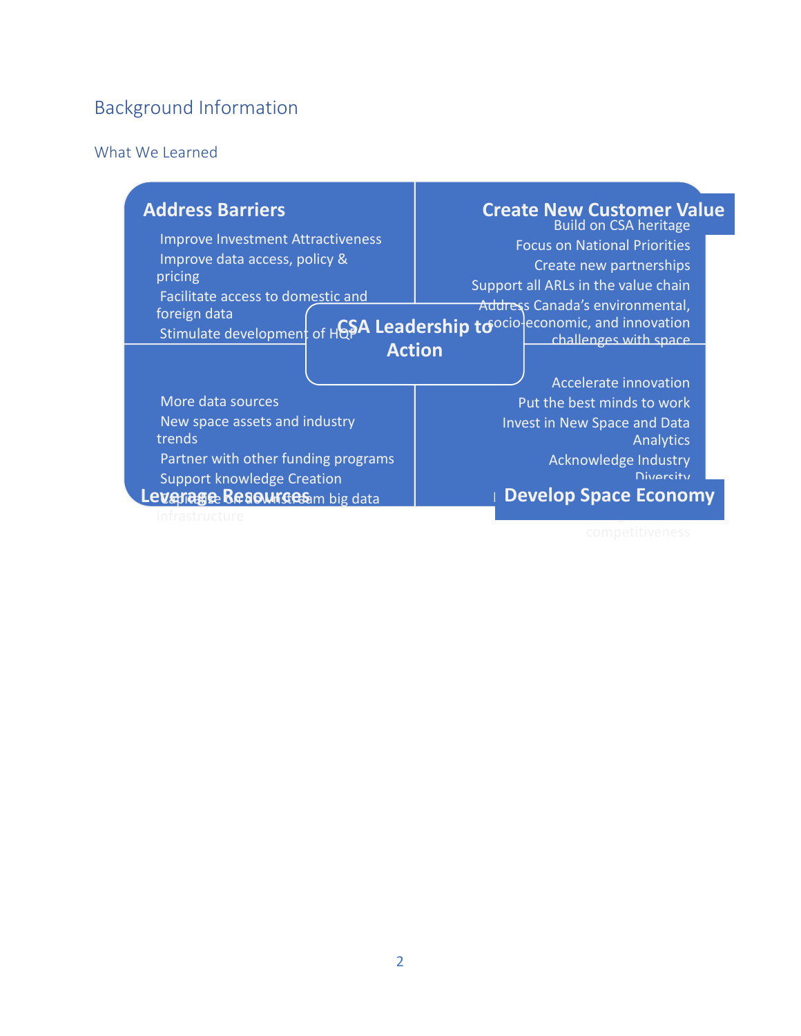## Background Information

### What We Learned

**Address Barriers**

- Improve Investment Attractiveness
- Improve data access, policy & pricing
- Facilitate access to domestic and foreign data
- Stimulate development of HQP

**Create New Customer Value**

- Build on CSA heritage
- Focus on National Priorities
- Create new partnerships
- Support all ARLs in the value chain
- Address Canada's environmental, socio-economic, and innovation challenges with space

**CSA Leadership to Action**

**Leverage Resources**

- More data sources
- New space assets and industry trends
- Partner with other funding programs
- Support knowledge Creation
- Capitalize on downstream big data infrastructure

**Develop Space Economy**

- Accelerate innovation
- Put the best minds to work
- Invest in New Space and Data Analytics
- Acknowledge Industry Diversity
- competitiveness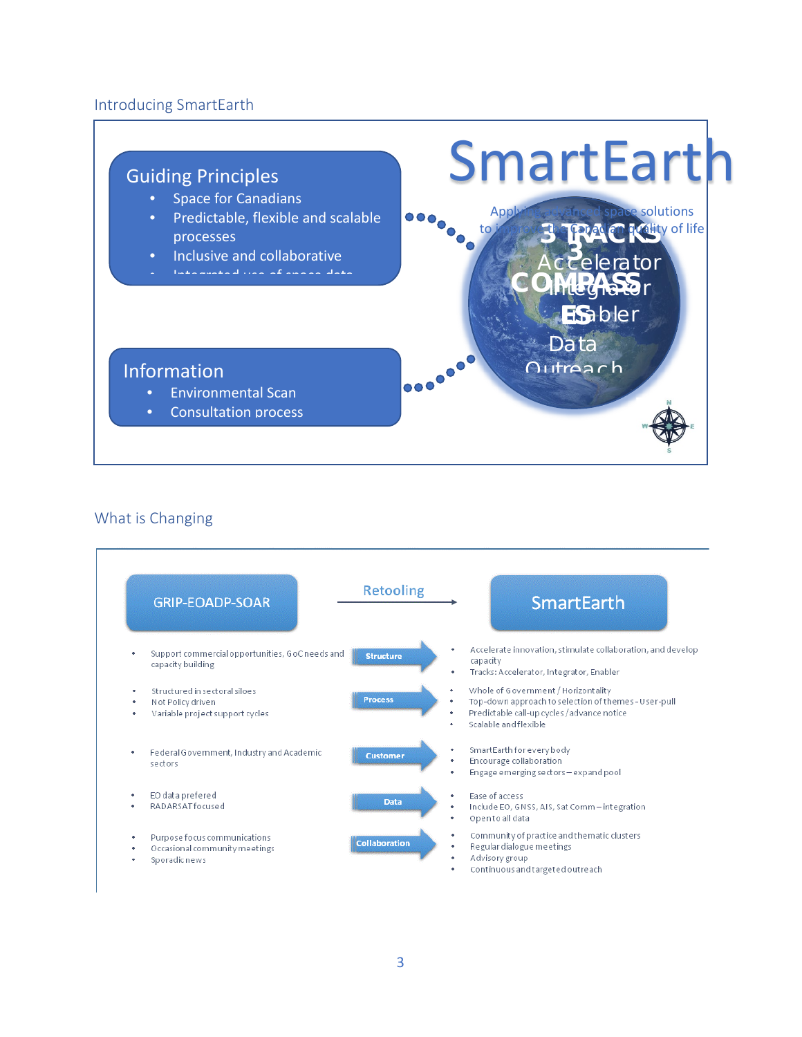## Introducing SmartEarth

### Guiding Principles

- Space for Canadians
- Predictable, flexible and scalable processes
- Inclusive and collaborative
- Integrated use of space data

### Information

- Environmental Scan
- Consultation process

# SmartEarth

Applying advanced space solutions to improve Canadian quality of life

3 TRACKS

- Accelerator
- Integrator
- Enabler

COMPASS

- Data
- Outreach

## What is Changing

**GRIP-EOADP-SOAR** — Retooling → **SmartEarth**

| GRIP-EOADP-SOAR | | SmartEarth |
|---|---|---|
| • Support commercial opportunities, GoC needs and capacity building | **Structure** | • Accelerate innovation, stimulate collaboration, and develop capacity<br>• Tracks: Accelerator, Integrator, Enabler |
| • Structured in sectoral siloes<br>• Not Policy driven<br>• Variable project support cycles | **Process** | • Whole of Government / Horizontality<br>• Top-down approach to selection of themes - User-pull<br>• Predictable call-up cycles / advance notice<br>• Scalable and flexible |
| • Federal Government, Industry and Academic sectors | **Customer** | • SmartEarth for everybody<br>• Encourage collaboration<br>• Engage emerging sectors – expand pool |
| • EO data prefered<br>• RADARSAT focused | **Data** | • Ease of access<br>• Include EO, GNSS, AIS, Sat Comm – integration<br>• Open to all data |
| • Purpose focus communications<br>• Occasional community meetings<br>• Sporadic news | **Collaboration** | • Community of practice and thematic clusters<br>• Regular dialogue meetings<br>• Advisory group<br>• Continuous and targeted outreach |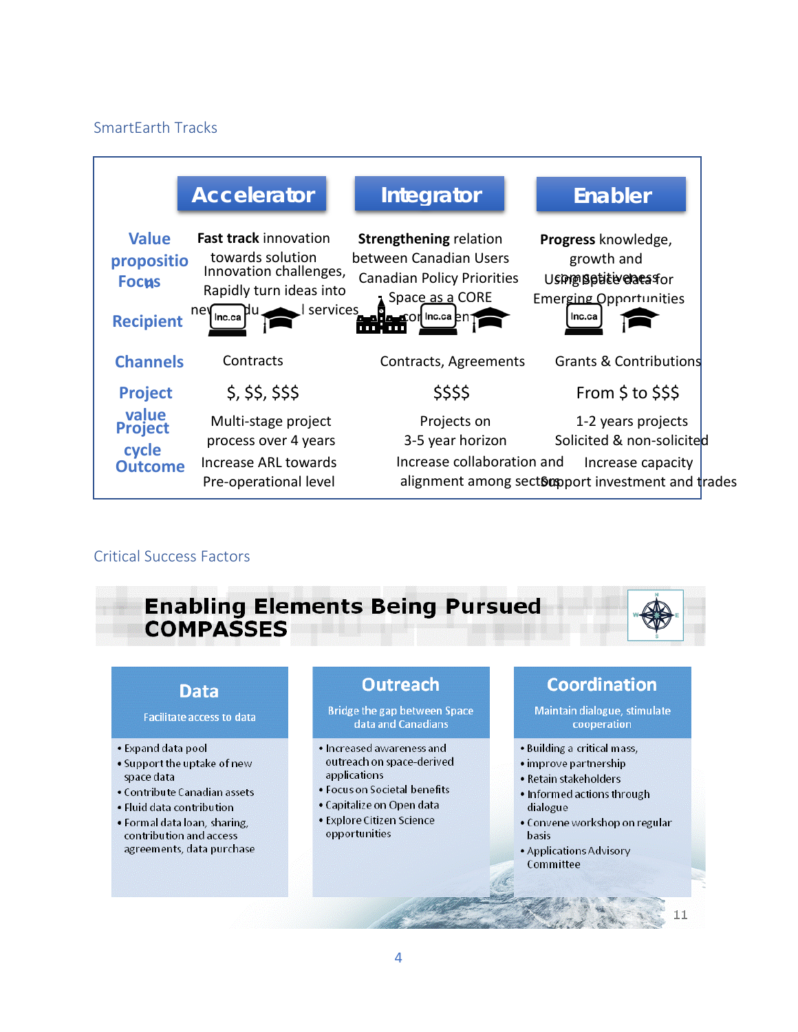## SmartEarth Tracks

| | Accelerator | Integrator | Enabler |
| --- | --- | --- | --- |
| Value proposition / Focus | **Fast track** innovation towards solution Innovation challenges, Rapidly turn ideas into new products and services | **Strengthening** relation between Canadian Users Canadian Policy Priorities Space as a CORE component | **Progress** knowledge, growth and competitiveness Using Space data for Emerging Opportunities |
| Recipient | Inc.ca | Inc.ca | Inc.ca |
| Channels | Contracts | Contracts, Agreements | Grants & Contributions |
| Project value | $, $$, $$$ | $$$$ | From $ to $$$ |
| Project cycle | Multi-stage project process over 4 years | Projects on 3-5 year horizon | 1-2 years projects Solicited & non-solicited |
| Outcome | Increase ARL towards Pre-operational level | Increase collaboration and alignment among sectors | Increase capacity Support investment and trades |

## Critical Success Factors

### Enabling Elements Being Pursued COMPASSES

**Data**

Facilitate access to data

- Expand data pool
- Support the uptake of new space data
- Contribute Canadian assets
- Fluid data contribution
- Formal data loan, sharing, contribution and access agreements, data purchase

**Outreach**

Bridge the gap between Space data and Canadians

- Increased awareness and outreach on space-derived applications
- Focus on Societal benefits
- Capitalize on Open data
- Explore Citizen Science opportunities

**Coordination**

Maintain dialogue, stimulate cooperation

- Building a critical mass,
- improve partnership
- Retain stakeholders
- Informed actions through dialogue
- Convene workshop on regular basis
- Applications Advisory Committee

11